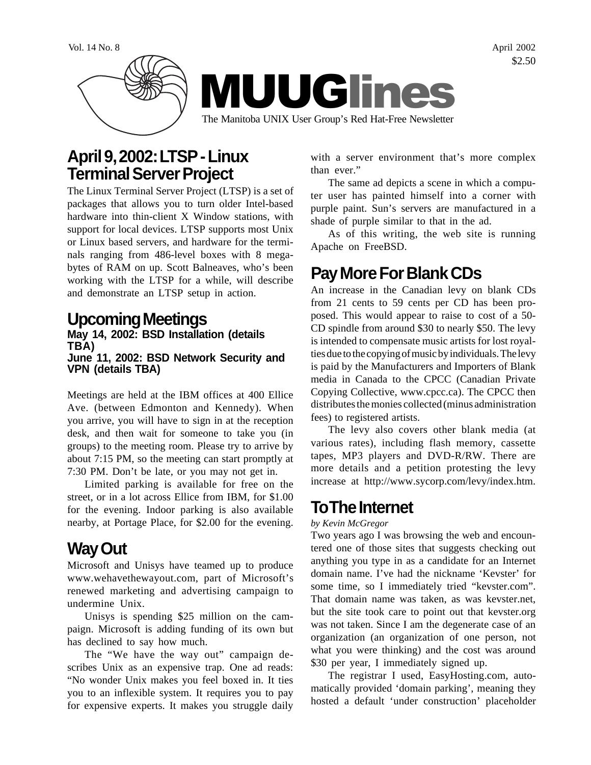Vol. 14 No. 8 April 2002

$2.50

# MUUGlines

The Manitoba UNIX User Group's Red Hat-Free Newsletter

## April 9, 2002: LTSP - Linux Terminal Server Project

The Linux Terminal Server Project (LTSP) is a set of packages that allows you to turn older Intel-based hardware into thin-client X Window stations, with support for local devices. LTSP supports most Unix or Linux based servers, and hardware for the terminals ranging from 486-level boxes with 8 megabytes of RAM on up. Scott Balneaves, who's been working with the LTSP for a while, will describe and demonstrate an LTSP setup in action.

## Upcoming Meetings

**May 14, 2002: BSD Installation (details TBA)**
**June 11, 2002: BSD Network Security and VPN (details TBA)**

Meetings are held at the IBM offices at 400 Ellice Ave. (between Edmonton and Kennedy). When you arrive, you will have to sign in at the reception desk, and then wait for someone to take you (in groups) to the meeting room. Please try to arrive by about 7:15 PM, so the meeting can start promptly at 7:30 PM. Don't be late, or you may not get in.

Limited parking is available for free on the street, or in a lot across Ellice from IBM, for $1.00 for the evening. Indoor parking is also available nearby, at Portage Place, for $2.00 for the evening.

## Way Out

Microsoft and Unisys have teamed up to produce www.wehavethewayout.com, part of Microsoft's renewed marketing and advertising campaign to undermine Unix.

Unisys is spending $25 million on the campaign. Microsoft is adding funding of its own but has declined to say how much.

The "We have the way out" campaign describes Unix as an expensive trap. One ad reads: "No wonder Unix makes you feel boxed in. It ties you to an inflexible system. It requires you to pay for expensive experts. It makes you struggle daily with a server environment that's more complex than ever."

The same ad depicts a scene in which a computer user has painted himself into a corner with purple paint. Sun's servers are manufactured in a shade of purple similar to that in the ad.

As of this writing, the web site is running Apache on FreeBSD.

## Pay More For Blank CDs

An increase in the Canadian levy on blank CDs from 21 cents to 59 cents per CD has been proposed. This would appear to raise to cost of a 50-CD spindle from around $30 to nearly $50. The levy is intended to compensate music artists for lost royalties due to the copying of music by individuals. The levy is paid by the Manufacturers and Importers of Blank media in Canada to the CPCC (Canadian Private Copying Collective, www.cpcc.ca). The CPCC then distributes the monies collected (minus administration fees) to registered artists.

The levy also covers other blank media (at various rates), including flash memory, cassette tapes, MP3 players and DVD-R/RW. There are more details and a petition protesting the levy increase at http://www.sycorp.com/levy/index.htm.

## To The Internet

*by Kevin McGregor*

Two years ago I was browsing the web and encountered one of those sites that suggests checking out anything you type in as a candidate for an Internet domain name. I've had the nickname 'Kevster' for some time, so I immediately tried "kevster.com". That domain name was taken, as was kevster.net, but the site took care to point out that kevster.org was not taken. Since I am the degenerate case of an organization (an organization of one person, not what you were thinking) and the cost was around $30 per year, I immediately signed up.

The registrar I used, EasyHosting.com, automatically provided 'domain parking', meaning they hosted a default 'under construction' placeholder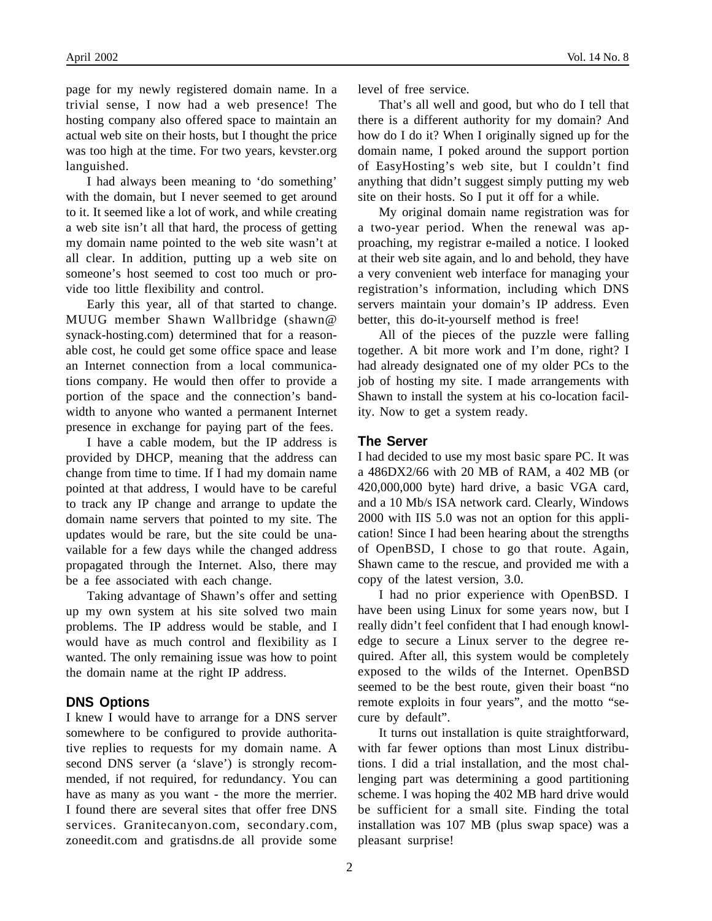page for my newly registered domain name. In a trivial sense, I now had a web presence! The hosting company also offered space to maintain an actual web site on their hosts, but I thought the price was too high at the time. For two years, kevster.org languished.

I had always been meaning to 'do something' with the domain, but I never seemed to get around to it. It seemed like a lot of work, and while creating a web site isn't all that hard, the process of getting my domain name pointed to the web site wasn't at all clear. In addition, putting up a web site on someone's host seemed to cost too much or provide too little flexibility and control.

Early this year, all of that started to change. MUUG member Shawn Wallbridge (shawn@synack-hosting.com) determined that for a reasonable cost, he could get some office space and lease an Internet connection from a local communications company. He would then offer to provide a portion of the space and the connection's bandwidth to anyone who wanted a permanent Internet presence in exchange for paying part of the fees.

I have a cable modem, but the IP address is provided by DHCP, meaning that the address can change from time to time. If I had my domain name pointed at that address, I would have to be careful to track any IP change and arrange to update the domain name servers that pointed to my site. The updates would be rare, but the site could be unavailable for a few days while the changed address propagated through the Internet. Also, there may be a fee associated with each change.

Taking advantage of Shawn's offer and setting up my own system at his site solved two main problems. The IP address would be stable, and I would have as much control and flexibility as I wanted. The only remaining issue was how to point the domain name at the right IP address.

### DNS Options

I knew I would have to arrange for a DNS server somewhere to be configured to provide authoritative replies to requests for my domain name. A second DNS server (a 'slave') is strongly recommended, if not required, for redundancy. You can have as many as you want - the more the merrier. I found there are several sites that offer free DNS services. Granitecanyon.com, secondary.com, zoneedit.com and gratisdns.de all provide some level of free service.

That's all well and good, but who do I tell that there is a different authority for my domain? And how do I do it? When I originally signed up for the domain name, I poked around the support portion of EasyHosting's web site, but I couldn't find anything that didn't suggest simply putting my web site on their hosts. So I put it off for a while.

My original domain name registration was for a two-year period. When the renewal was approaching, my registrar e-mailed a notice. I looked at their web site again, and lo and behold, they have a very convenient web interface for managing your registration's information, including which DNS servers maintain your domain's IP address. Even better, this do-it-yourself method is free!

All of the pieces of the puzzle were falling together. A bit more work and I'm done, right? I had already designated one of my older PCs to the job of hosting my site. I made arrangements with Shawn to install the system at his co-location facility. Now to get a system ready.

### The Server

I had decided to use my most basic spare PC. It was a 486DX2/66 with 20 MB of RAM, a 402 MB (or 420,000,000 byte) hard drive, a basic VGA card, and a 10 Mb/s ISA network card. Clearly, Windows 2000 with IIS 5.0 was not an option for this application! Since I had been hearing about the strengths of OpenBSD, I chose to go that route. Again, Shawn came to the rescue, and provided me with a copy of the latest version, 3.0.

I had no prior experience with OpenBSD. I have been using Linux for some years now, but I really didn't feel confident that I had enough knowledge to secure a Linux server to the degree required. After all, this system would be completely exposed to the wilds of the Internet. OpenBSD seemed to be the best route, given their boast "no remote exploits in four years", and the motto "secure by default".

It turns out installation is quite straightforward, with far fewer options than most Linux distributions. I did a trial installation, and the most challenging part was determining a good partitioning scheme. I was hoping the 402 MB hard drive would be sufficient for a small site. Finding the total installation was 107 MB (plus swap space) was a pleasant surprise!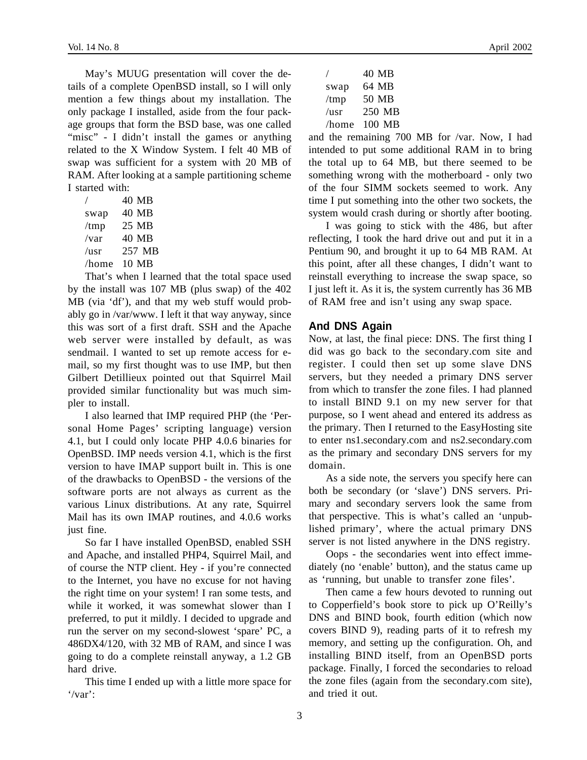May's MUUG presentation will cover the details of a complete OpenBSD install, so I will only mention a few things about my installation. The only package I installed, aside from the four package groups that form the BSD base, was one called "misc" - I didn't install the games or anything related to the X Window System. I felt 40 MB of swap was sufficient for a system with 20 MB of RAM. After looking at a sample partitioning scheme I started with:

| | |
|---|---|
| / | 40 MB |
| swap | 40 MB |
| /tmp | 25 MB |
| /var | 40 MB |
| /usr | 257 MB |
| /home | 10 MB |

That's when I learned that the total space used by the install was 107 MB (plus swap) of the 402 MB (via 'df'), and that my web stuff would probably go in /var/www. I left it that way anyway, since this was sort of a first draft. SSH and the Apache web server were installed by default, as was sendmail. I wanted to set up remote access for e-mail, so my first thought was to use IMP, but then Gilbert Detillieux pointed out that Squirrel Mail provided similar functionality but was much simpler to install.

I also learned that IMP required PHP (the 'Personal Home Pages' scripting language) version 4.1, but I could only locate PHP 4.0.6 binaries for OpenBSD. IMP needs version 4.1, which is the first version to have IMAP support built in. This is one of the drawbacks to OpenBSD - the versions of the software ports are not always as current as the various Linux distributions. At any rate, Squirrel Mail has its own IMAP routines, and 4.0.6 works just fine.

So far I have installed OpenBSD, enabled SSH and Apache, and installed PHP4, Squirrel Mail, and of course the NTP client. Hey - if you're connected to the Internet, you have no excuse for not having the right time on your system! I ran some tests, and while it worked, it was somewhat slower than I preferred, to put it mildly. I decided to upgrade and run the server on my second-slowest 'spare' PC, a 486DX4/120, with 32 MB of RAM, and since I was going to do a complete reinstall anyway, a 1.2 GB hard drive.

This time I ended up with a little more space for '/var':

| | |
|---|---|
| / | 40 MB |
| swap | 64 MB |
| /tmp | 50 MB |
| /usr | 250 MB |
| /home | 100 MB |

and the remaining 700 MB for /var. Now, I had intended to put some additional RAM in to bring the total up to 64 MB, but there seemed to be something wrong with the motherboard - only two of the four SIMM sockets seemed to work. Any time I put something into the other two sockets, the system would crash during or shortly after booting.

I was going to stick with the 486, but after reflecting, I took the hard drive out and put it in a Pentium 90, and brought it up to 64 MB RAM. At this point, after all these changes, I didn't want to reinstall everything to increase the swap space, so I just left it. As it is, the system currently has 36 MB of RAM free and isn't using any swap space.

## And DNS Again

Now, at last, the final piece: DNS. The first thing I did was go back to the secondary.com site and register. I could then set up some slave DNS servers, but they needed a primary DNS server from which to transfer the zone files. I had planned to install BIND 9.1 on my new server for that purpose, so I went ahead and entered its address as the primary. Then I returned to the EasyHosting site to enter ns1.secondary.com and ns2.secondary.com as the primary and secondary DNS servers for my domain.

As a side note, the servers you specify here can both be secondary (or 'slave') DNS servers. Primary and secondary servers look the same from that perspective. This is what's called an 'unpublished primary', where the actual primary DNS server is not listed anywhere in the DNS registry.

Oops - the secondaries went into effect immediately (no 'enable' button), and the status came up as 'running, but unable to transfer zone files'.

Then came a few hours devoted to running out to Copperfield's book store to pick up O'Reilly's DNS and BIND book, fourth edition (which now covers BIND 9), reading parts of it to refresh my memory, and setting up the configuration. Oh, and installing BIND itself, from an OpenBSD ports package. Finally, I forced the secondaries to reload the zone files (again from the secondary.com site), and tried it out.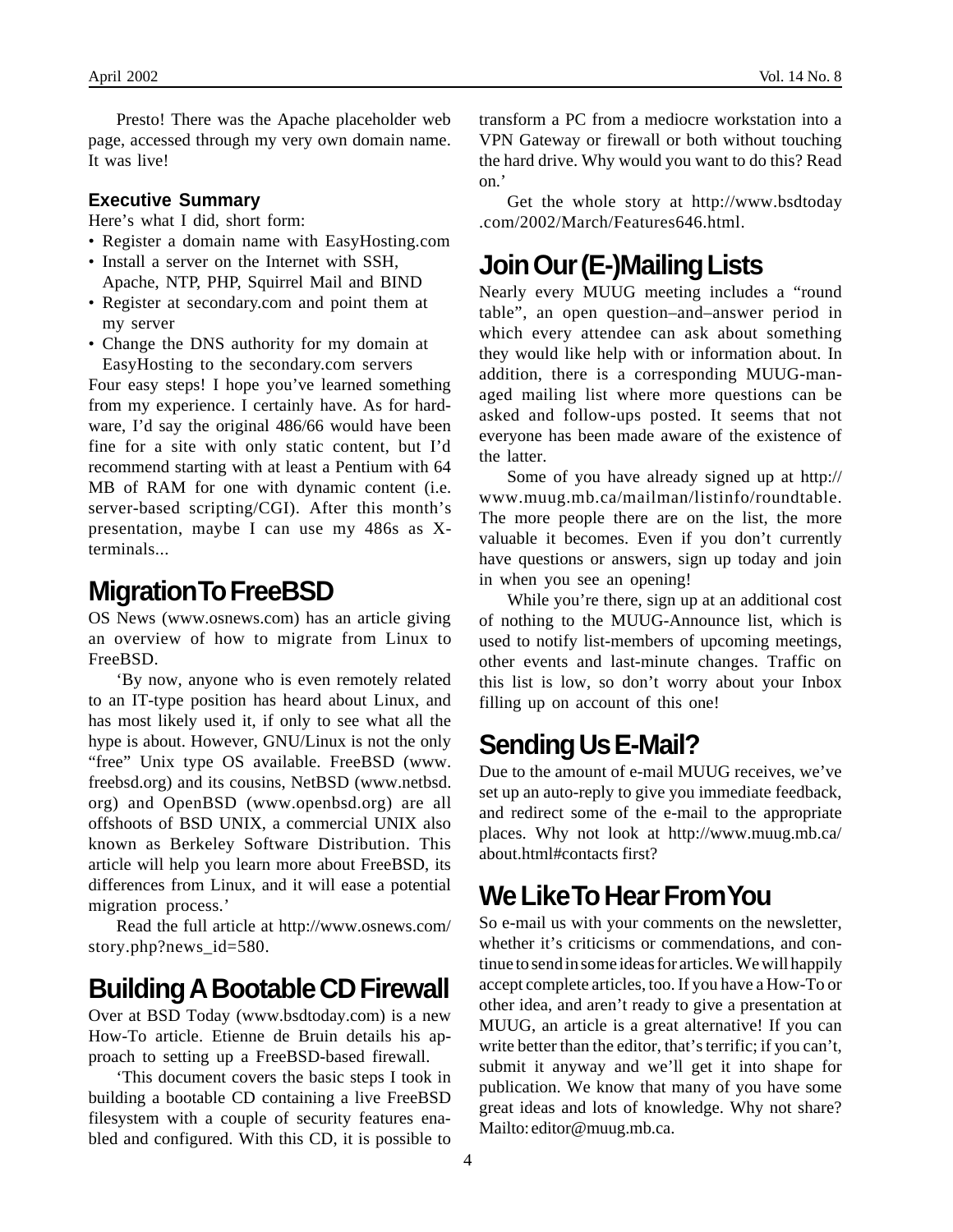Presto! There was the Apache placeholder web page, accessed through my very own domain name. It was live!

### Executive Summary

Here's what I did, short form:

- Register a domain name with EasyHosting.com
- Install a server on the Internet with SSH, Apache, NTP, PHP, Squirrel Mail and BIND
- Register at secondary.com and point them at my server
- Change the DNS authority for my domain at EasyHosting to the secondary.com servers

Four easy steps! I hope you've learned something from my experience. I certainly have. As for hardware, I'd say the original 486/66 would have been fine for a site with only static content, but I'd recommend starting with at least a Pentium with 64 MB of RAM for one with dynamic content (i.e. server-based scripting/CGI). After this month's presentation, maybe I can use my 486s as X-terminals...

## Migration To FreeBSD

OS News (www.osnews.com) has an article giving an overview of how to migrate from Linux to FreeBSD.

'By now, anyone who is even remotely related to an IT-type position has heard about Linux, and has most likely used it, if only to see what all the hype is about. However, GNU/Linux is not the only "free" Unix type OS available. FreeBSD (www.freebsd.org) and its cousins, NetBSD (www.netbsd.org) and OpenBSD (www.openbsd.org) are all offshoots of BSD UNIX, a commercial UNIX also known as Berkeley Software Distribution. This article will help you learn more about FreeBSD, its differences from Linux, and it will ease a potential migration process.'

Read the full article at http://www.osnews.com/story.php?news_id=580.

## Building A Bootable CD Firewall

Over at BSD Today (www.bsdtoday.com) is a new How-To article. Etienne de Bruin details his approach to setting up a FreeBSD-based firewall.

'This document covers the basic steps I took in building a bootable CD containing a live FreeBSD filesystem with a couple of security features enabled and configured. With this CD, it is possible to transform a PC from a mediocre workstation into a VPN Gateway or firewall or both without touching the hard drive. Why would you want to do this? Read on.'

Get the whole story at http://www.bsdtoday.com/2002/March/Features646.html.

## Join Our (E-)Mailing Lists

Nearly every MUUG meeting includes a "round table", an open question–and–answer period in which every attendee can ask about something they would like help with or information about. In addition, there is a corresponding MUUG-managed mailing list where more questions can be asked and follow-ups posted. It seems that not everyone has been made aware of the existence of the latter.

Some of you have already signed up at http://www.muug.mb.ca/mailman/listinfo/roundtable. The more people there are on the list, the more valuable it becomes. Even if you don't currently have questions or answers, sign up today and join in when you see an opening!

While you're there, sign up at an additional cost of nothing to the MUUG-Announce list, which is used to notify list-members of upcoming meetings, other events and last-minute changes. Traffic on this list is low, so don't worry about your Inbox filling up on account of this one!

## Sending Us E-Mail?

Due to the amount of e-mail MUUG receives, we've set up an auto-reply to give you immediate feedback, and redirect some of the e-mail to the appropriate places. Why not look at http://www.muug.mb.ca/about.html#contacts first?

## We Like To Hear From You

So e-mail us with your comments on the newsletter, whether it's criticisms or commendations, and continue to send in some ideas for articles. We will happily accept complete articles, too. If you have a How-To or other idea, and aren't ready to give a presentation at MUUG, an article is a great alternative! If you can write better than the editor, that's terrific; if you can't, submit it anyway and we'll get it into shape for publication. We know that many of you have some great ideas and lots of knowledge. Why not share? Mailto: editor@muug.mb.ca.